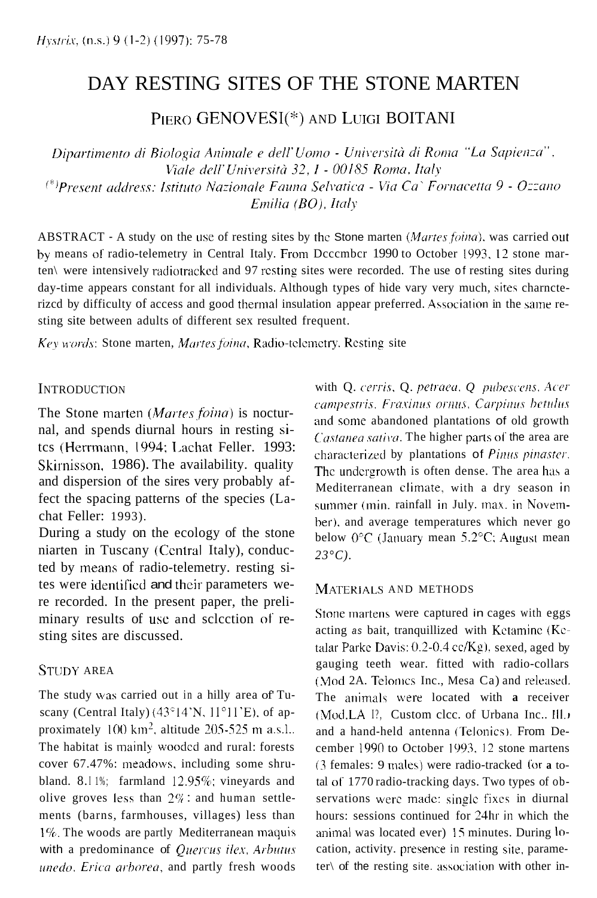# DAY RESTING SITES OF THE STONE MARTEN

PIERO GENOVESI(*) AND LUIGI BOITANI

*Dipartimento di Biologia Animale e dell'Uomo - Università di Roma "La Sapienza", Viale dell'Università 32, I - 00185 Roma, Italy*
*(\*)Present address: Istituto Nazionale Fauna Selvatica - Via Ca' Fornacetta 9 - Ozzano Emilia (BO), Italy*

ABSTRACT - A study on the use of resting sites by the Stone marten (*Martes foina*), was carried out by means of radio-telemetry in Central Italy. From December 1990 to October 1993, 12 stone martens were intensively radiotracked and 97 resting sites were recorded. The use of resting sites during day-time appears constant for all individuals. Although types of hide vary very much, sites characterized by difficulty of access and good thermal insulation appear preferred. Association in the same resting site between adults of different sex resulted frequent.

*Key words*: Stone marten, *Martes foina*, Radio-telemetry, Resting site

## INTRODUCTION

The Stone marten (*Martes foina*) is nocturnal, and spends diurnal hours in resting sites (Herrmann, 1994; Lachat Feller, 1993; Skirnisson, 1986). The availability, quality and dispersion of the sites very probably affect the spacing patterns of the species (Lachat Feller, 1993).

During a study on the ecology of the stone marten in Tuscany (Central Italy), conducted by means of radio-telemetry, resting sites were identified and their parameters were recorded. In the present paper, the preliminary results of use and selection of resting sites are discussed.

## STUDY AREA

The study was carried out in a hilly area of Tuscany (Central Italy) (43°14'N, 11°11'E), of approximately 100 km², altitude 205-525 m a.s.l.. The habitat is mainly wooded and rural: forests cover 67.47%; meadows, including some shrubland, 8.11%; farmland 12.95%; vineyards and olive groves less than 2%; and human settlements (barns, farmhouses, villages) less than 1%. The woods are partly Mediterranean maquis with a predominance of *Quercus ilex*, *Arbutus unedo*, *Erica arborea*, and partly fresh woods with *Q. cerris*, *Q. petraea*, *Q. pubescens*, *Acer campestris*, *Fraxinus ornus*, *Carpinus betulus* and some abandoned plantations of old growth *Castanea sativa*. The higher parts of the area are characterized by plantations of *Pinus pinaster*. The undergrowth is often dense. The area has a Mediterranean climate, with a dry season in summer (min. rainfall in July, max. in November), and average temperatures which never go below 0°C (January mean 5.2°C; August mean 23°C).

## MATERIALS AND METHODS

Stone martens were captured in cages with eggs acting as bait, tranquillized with Ketamine (Ketalar Parke Davis: 0.2-0.4 cc/Kg), sexed, aged by gauging teeth wear, fitted with radio-collars (Mod 2A, Telonics Inc., Mesa Ca) and released. The animals were located with a receiver (Mod.LA 12, Custom elec. of Urbana Inc., Ill.) and a hand-held antenna (Telonics). From December 1990 to October 1993, 12 stone martens (3 females; 9 males) were radio-tracked for a total of 1770 radio-tracking days. Two types of observations were made: single fixes in diurnal hours; sessions continued for 24hr in which the animal was located every 15 minutes. During location, activity, presence in resting site, parameters of the resting site, association with other in-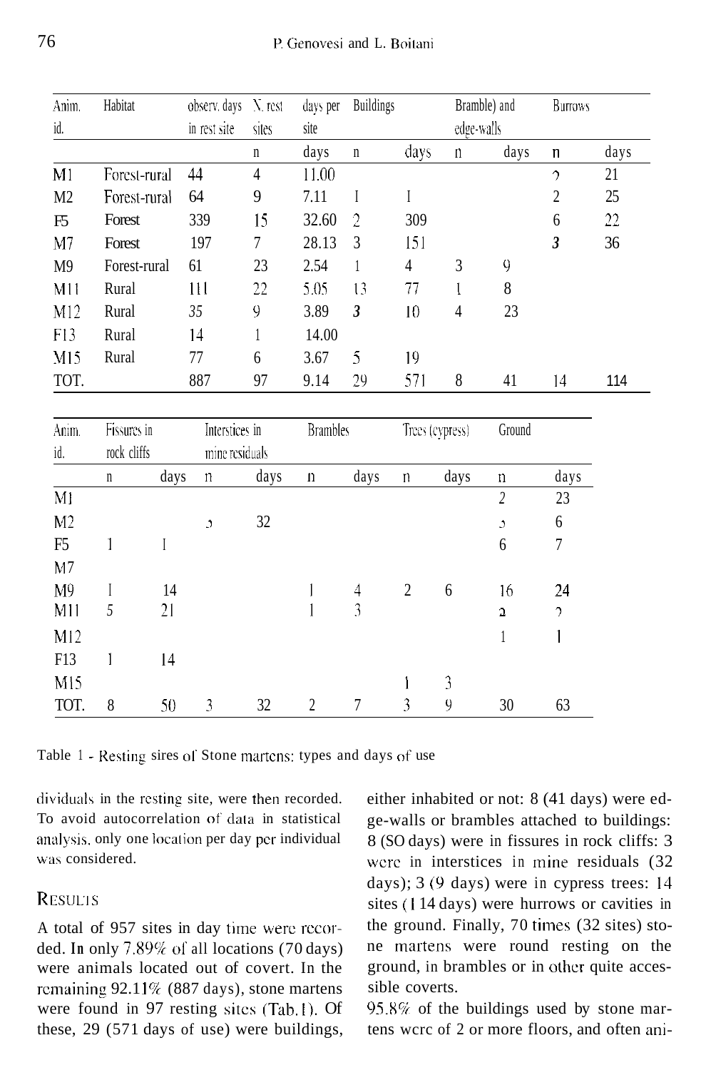| Anim. id. | Habitat | observ. days in rest site | N. rest sites | days per site | Buildings | | Bramble) and edge-walls | | Burrows | |
|---|---|---|---|---|---|---|---|---|---|---|
| | | | n | days | n | days | n | days | n | days |
| M1 | Forest-rural | 44 | 4 | 11.00 | | | | | 2 | 21 |
| M2 | Forest-rural | 64 | 9 | 7.11 | 1 | 1 | | | 2 | 25 |
| F5 | Forest | 339 | 15 | 32.60 | 2 | 309 | | | 6 | 22 |
| M7 | Forest | 197 | 7 | 28.13 | 3 | 151 | | | 3 | 36 |
| M9 | Forest-rural | 61 | 23 | 2.54 | 1 | 4 | 3 | 9 | | |
| M11 | Rural | 111 | 22 | 5.05 | 13 | 77 | 1 | 8 | | |
| M12 | Rural | 35 | 9 | 3.89 | 3 | 10 | 4 | 23 | | |
| F13 | Rural | 14 | 1 | 14.00 | | | | | | |
| M15 | Rural | 77 | 6 | 3.67 | 5 | 19 | | | | |
| TOT. | | 887 | 97 | 9.14 | 29 | 571 | 8 | 41 | 14 | 114 |

| Anim. id. | Fissures in rock cliffs | | Interstices in mine residuals | | Brambles | | Trees (cypress) | | Ground | |
|---|---|---|---|---|---|---|---|---|---|---|
| | n | days | n | days | n | days | n | days | n | days |
| M1 | | | | | | | | | 2 | 23 |
| M2 | | | 3 | 32 | | | | | 3 | 6 |
| F5 | 1 | 1 | | | | | | | 6 | 7 |
| M7 | | | | | | | | | | |
| M9 | 1 | 14 | | | 1 | 4 | 2 | 6 | 16 | 24 |
| M11 | 5 | 21 | | | 1 | 3 | | | 2 | 2 |
| M12 | | | | | | | | | 1 | 1 |
| F13 | 1 | 14 | | | | | | | | |
| M15 | | | | | | | 1 | 3 | | |
| TOT. | 8 | 50 | 3 | 32 | 2 | 7 | 3 | 9 | 30 | 63 |

Table 1 - Resting sires of Stone martens: types and days of use

dividuals in the resting site, were then recorded. To avoid autocorrelation of data in statistical analysis, only one location per day per individual was considered.

## Results

A total of 957 sites in day time were recorded. In only 7.89% of all locations (70 days) were animals located out of covert. In the remaining 92.11% (887 days), stone martens were found in 97 resting sites (Tab. 1). Of these, 29 (571 days of use) were buildings, either inhabited or not: 8 (41 days) were edge-walls or brambles attached to buildings: 8 (SO days) were in fissures in rock cliffs: 3 were in interstices in mine residuals (32 days); 3 (9 days) were in cypress trees: 14 sites (114 days) were hurrows or cavities in the ground. Finally, 70 times (32 sites) stone martens were round resting on the ground, in brambles or in other quite accessible coverts.

95.8% of the buildings used by stone martens were of 2 or more floors, and often ani-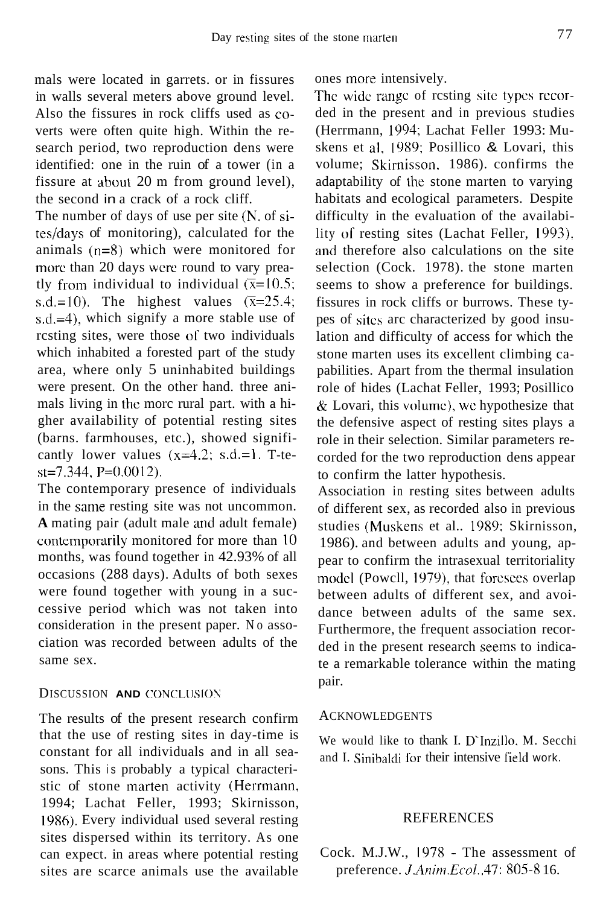mals were located in garrets. or in fissures in walls several meters above ground level. Also the fissures in rock cliffs used as coverts were often quite high. Within the research period, two reproduction dens were identified: one in the ruin of a tower (in a fissure at about 20 m from ground level), the second in a crack of a rock cliff.

The number of days of use per site (N. of sites/days of monitoring), calculated for the animals ($n=8$) which were monitored for more than 20 days were round to vary preatly from individual to individual ($\bar{x}=10.5$; s.d.$=10$). The highest values ($\bar{x}=25.4$; s.d.$=4$), which signify a more stable use of resting sites, were those of two individuals which inhabited a forested part of the study area, where only 5 uninhabited buildings were present. On the other hand. three animals living in the more rural part. with a higher availability of potential resting sites (barns. farmhouses, etc.), showed significantly lower values ($x=4.2$; s.d.$=1$. T-test$=7.344$, $P=0.0012$).

The contemporary presence of individuals in the same resting site was not uncommon. **A** mating pair (adult male and adult female) contemporarily monitored for more than 10 months, was found together in 42.93% of all occasions (288 days). Adults of both sexes were found together with young in a successive period which was not taken into consideration in the present paper. No association was recorded between adults of the same sex.

## Discussion and Conclusion

The results of the present research confirm that the use of resting sites in day-time is constant for all individuals and in all seasons. This is probably a typical characteristic of stone marten activity (Herrmann, 1994; Lachat Feller, 1993; Skirnisson, 1986). Every individual used several resting sites dispersed within its territory. As one can expect. in areas where potential resting sites are scarce animals use the available ones more intensively.

The wide range of resting site types recorded in the present and in previous studies (Herrmann, 1994; Lachat Feller 1993: Muskens et al, 1989; Posillico & Lovari, this volume; Skirnisson, 1986). confirms the adaptability of the stone marten to varying habitats and ecological parameters. Despite difficulty in the evaluation of the availability of resting sites (Lachat Feller, 1993), and therefore also calculations on the site selection (Cock. 1978). the stone marten seems to show a preference for buildings. fissures in rock cliffs or burrows. These types of sites are characterized by good insulation and difficulty of access for which the stone marten uses its excellent climbing capabilities. Apart from the thermal insulation role of hides (Lachat Feller, 1993; Posillico & Lovari, this volume), we hypothesize that the defensive aspect of resting sites plays a role in their selection. Similar parameters recorded for the two reproduction dens appear to confirm the latter hypothesis.

Association in resting sites between adults of different sex, as recorded also in previous studies (Muskens et al.. 1989; Skirnisson, 1986). and between adults and young, appear to confirm the intrasexual territoriality model (Powell, 1979), that foresees overlap between adults of different sex, and avoidance between adults of the same sex. Furthermore, the frequent association recorded in the present research seems to indicate a remarkable tolerance within the mating pair.

## Acknowledgents

We would like to thank I. D`Inzillo. M. Secchi and I. Sinibaldi for their intensive field work.

## References

Cock. M.J.W., 1978 - The assessment of preference. *J.Anim.Ecol.*,47: 805-816.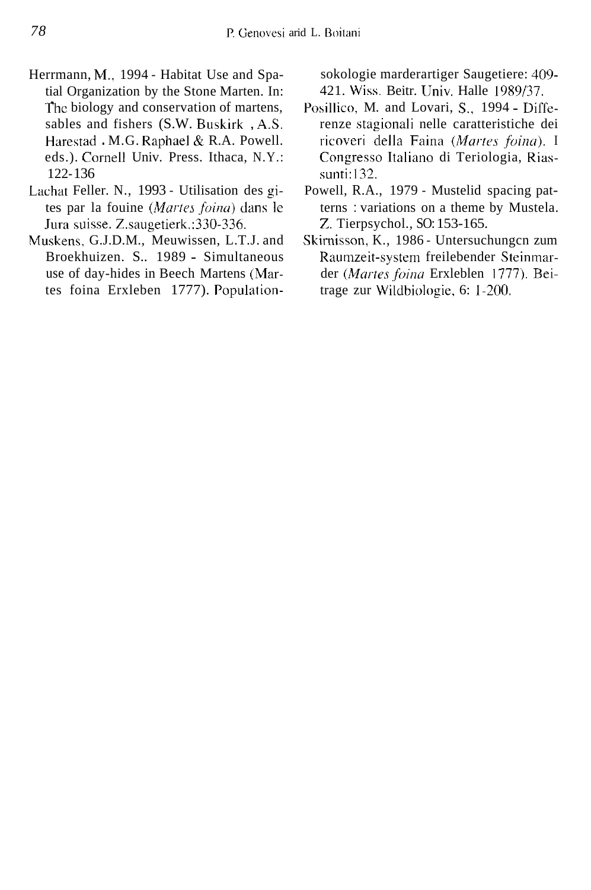Herrmann, M., 1994 - Habitat Use and Spatial Organization by the Stone Marten. In: The biology and conservation of martens, sables and fishers (S.W. Buskirk , A.S. Harestad . M.G. Raphael & R.A. Powell. eds.). Cornell Univ. Press. Ithaca, N.Y.: 122-136

Lachat Feller. N., 1993 - Utilisation des gites par la fouine (*Martes foina*) dans le Jura suisse. Z.saugetierk.:330-336.

Muskens, G.J.D.M., Meuwissen, L.T.J. and Broekhuizen. S.. 1989 - Simultaneous use of day-hides in Beech Martens (Martes foina Erxleben 1777). Populationsokologie marderartiger Saugetiere: 409-421. Wiss. Beitr. Univ. Halle 1989/37.

Posillico, M. and Lovari, S., 1994 - Differenze stagionali nelle caratteristiche dei ricoveri della Faina (*Martes foina*). I Congresso Italiano di Teriologia, Riassunti:132.

Powell, R.A., 1979 - Mustelid spacing patterns : variations on a theme by Mustela. Z. Tierpsychol., SO: 153-165.

Skirnisson, K., 1986 - Untersuchungcn zum Raumzeit-system freilebender Steinmarder (*Martes foina* Erxleblen 1777). Beitrage zur Wildbiologie, 6: 1-200.